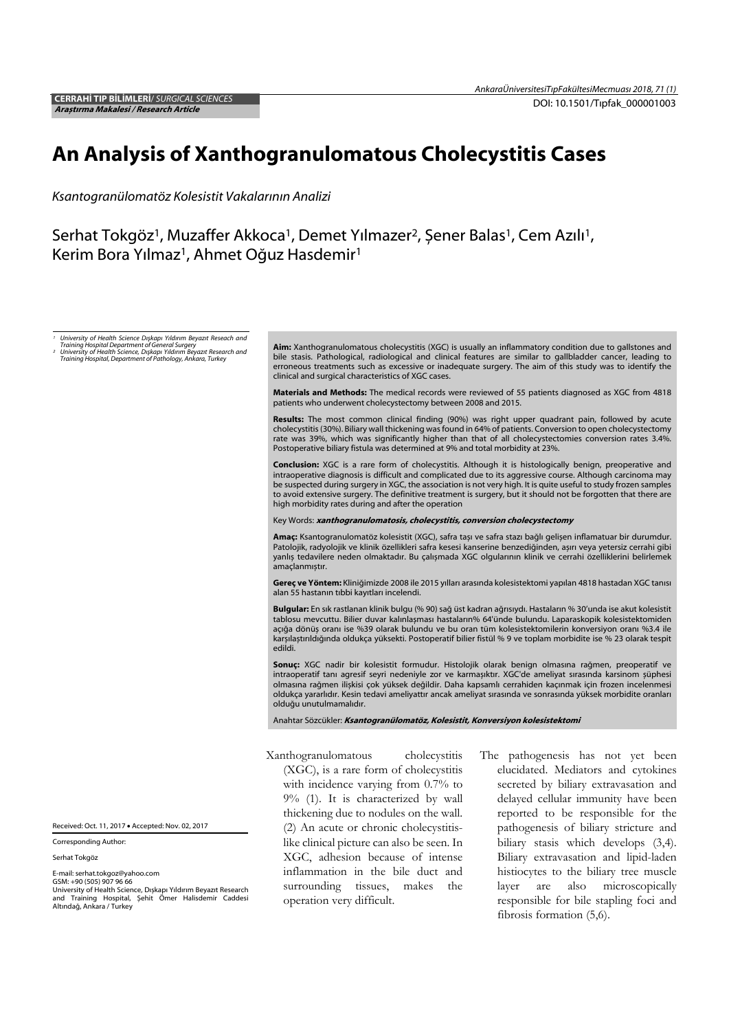**CERRAHİ TIP BİLİMLERİ**/ *SURGICAL SCIENCES*
***Araştırma Makalesi / Research Article***

DOI: 10.1501/Tıpfak_000001003

# An Analysis of Xanthogranulomatous Cholecystitis Cases

*Ksantogranülomatöz Kolesistit Vakalarının Analizi*

Serhat Tokgöz[1], Muzaffer Akkoca[1], Demet Yılmazer[2], Şener Balas[1], Cem Azılı[1], Kerim Bora Yılmaz[1], Ahmet Oğuz Hasdemir[1]

*[1] University of Health Science Dışkapı Yıldırım Beyazıt Reseach and Training Hospital Department of General Surgery*
*[2] University of Health Science, Dışkapı Yıldırım Beyazıt Research and Training Hospital, Department of Pathology, Ankara, Turkey*

**Aim:** Xanthogranulomatous cholecystitis (XGC) is usually an inflammatory condition due to gallstones and bile stasis. Pathological, radiological and clinical features are similar to gallbladder cancer, leading to erroneous treatments such as excessive or inadequate surgery. The aim of this study was to identify the clinical and surgical characteristics of XGC cases.

**Materials and Methods:** The medical records were reviewed of 55 patients diagnosed as XGC from 4818 patients who underwent cholecystectomy between 2008 and 2015.

**Results:** The most common clinical finding (90%) was right upper quadrant pain, followed by acute cholecystitis (30%). Biliary wall thickening was found in 64% of patients. Conversion to open cholecystectomy rate was 39%, which was significantly higher than that of all cholecystectomies conversion rates 3.4%. Postoperative biliary fistula was determined at 9% and total morbidity at 23%.

**Conclusion:** XGC is a rare form of cholecystitis. Although it is histologically benign, preoperative and intraoperative diagnosis is difficult and complicated due to its aggressive course. Although carcinoma may be suspected during surgery in XGC, the association is not very high. It is quite useful to study frozen samples to avoid extensive surgery. The definitive treatment is surgery, but it should not be forgotten that there are high morbidity rates during and after the operation

Key Words: ***xanthogranulomatosis, cholecystitis, conversion cholecystectomy***

**Amaç:** Ksantogranülomatöz kolesistit (XGC), safra taşı ve safra stazı bağlı gelişen inflamatuar bir durumdur. Patolojik, radyolojik ve klinik özellikleri safra kesesi kanserine benzediğinden, aşırı veya yetersiz cerrahi gibi yanlış tedavilere neden olmaktadır. Bu çalışmada XGC olgularının klinik ve cerrahi özelliklerini belirlemek amaçlanmıştır.

**Gereç ve Yöntem:** Kliniğimizde 2008 ile 2015 yılları arasında kolesistektomi yapılan 4818 hastadan XGC tanısı alan 55 hastanın tıbbi kayıtları incelendi.

**Bulgular:** En sık rastlanan klinik bulgu (% 90) sağ üst kadran ağrısıydı. Hastaların % 30'unda ise akut kolesistit tablosu mevcuttu. Bilier duvar kalınlaşması hastaların% 64'ünde bulundu. Laparaskopik kolesistektomiden açığa dönüş oranı ise %39 olarak bulundu ve bu oran tüm kolesistektomilerin konversiyon oranı %3.4 ile karşılaştırıldığında oldukça yüksekti. Postoperatif bilier fistül % 9 ve toplam morbidite ise % 23 olarak tespit edildi.

**Sonuç:** XGC nadir bir kolesistit formudur. Histolojik olarak benign olmasına rağmen, preoperatif ve intraoperatif tanı agresif seyri nedeniyle zor ve karmaşıktır. XGC'de ameliyat sırasında karsinom şüphesi olmasına rağmen ilişkisi çok yüksek değildir. Daha kapsamlı cerrahiden kaçınmak için frozen incelenmesi oldukça yararlıdır. Kesin tedavi ameliyattır ancak ameliyat sırasında ve sonrasında yüksek morbidite oranları olduğu unutulmamalıdır.

Anahtar Sözcükler: ***Ksantogranülomatöz, Kolesistit, Konversiyon kolesistektomi***

Received: Oct. 11, 2017 • Accepted: Nov. 02, 2017

Corresponding Author:

Serhat Tokgöz

E-mail: serhat.tokgoz@yahoo.com
GSM: +90 (505) 907 96 66
University of Health Science, Dışkapı Yıldırım Beyazıt Research and Training Hospital, Şehit Ömer Halisdemir Caddesi Altındağ, Ankara / Turkey

Xanthogranulomatous cholecystitis (XGC), is a rare form of cholecystitis with incidence varying from 0.7% to 9% (1). It is characterized by wall thickening due to nodules on the wall. (2) An acute or chronic cholecystitis-like clinical picture can also be seen. In XGC, adhesion because of intense inflammation in the bile duct and surrounding tissues, makes the operation very difficult.

The pathogenesis has not yet been elucidated. Mediators and cytokines secreted by biliary extravasation and delayed cellular immunity have been reported to be responsible for the pathogenesis of biliary stricture and biliary stasis which develops (3,4). Biliary extravasation and lipid-laden histiocytes to the biliary tree muscle layer are also microscopically responsible for bile stapling foci and fibrosis formation (5,6).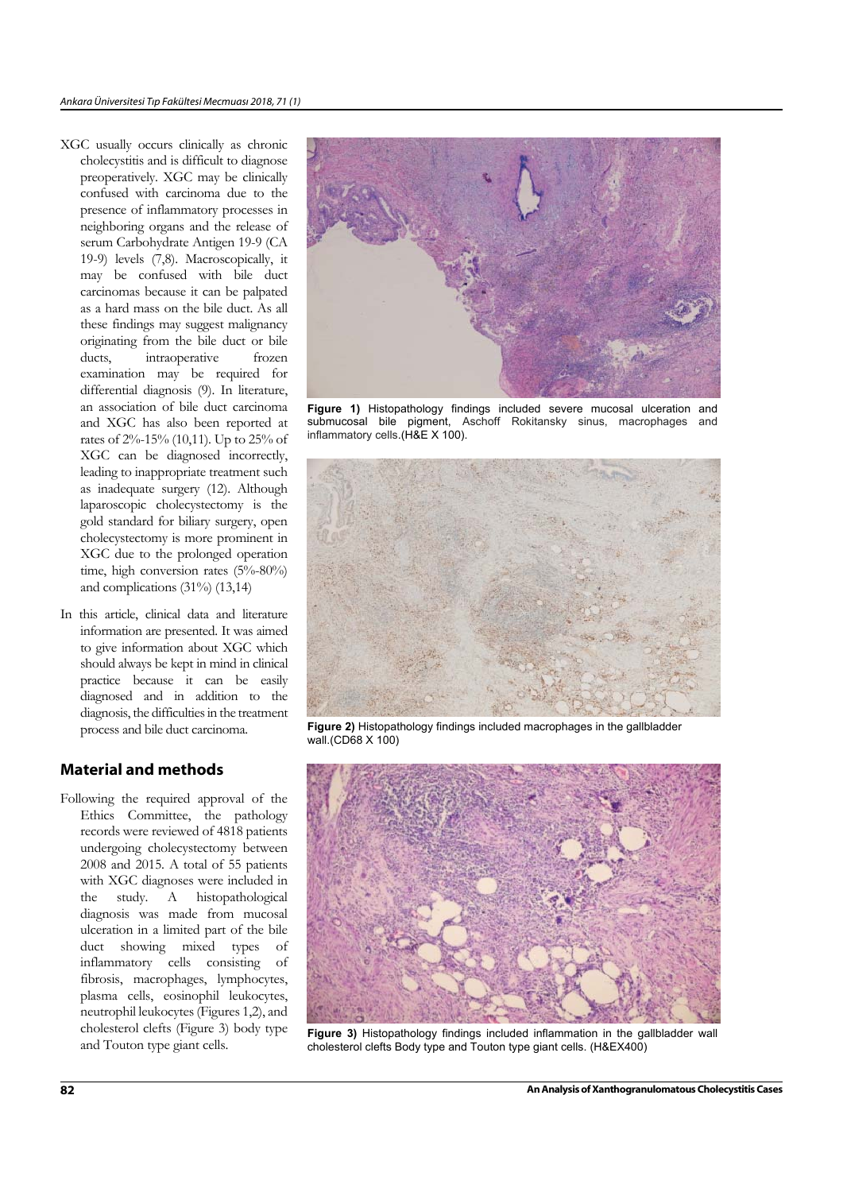XGC usually occurs clinically as chronic cholecystitis and is difficult to diagnose preoperatively. XGC may be clinically confused with carcinoma due to the presence of inflammatory processes in neighboring organs and the release of serum Carbohydrate Antigen 19-9 (CA 19-9) levels (7,8). Macroscopically, it may be confused with bile duct carcinomas because it can be palpated as a hard mass on the bile duct. As all these findings may suggest malignancy originating from the bile duct or bile ducts, intraoperative frozen examination may be required for differential diagnosis (9). In literature, an association of bile duct carcinoma and XGC has also been reported at rates of 2%-15% (10,11). Up to 25% of XGC can be diagnosed incorrectly, leading to inappropriate treatment such as inadequate surgery (12). Although laparoscopic cholecystectomy is the gold standard for biliary surgery, open cholecystectomy is more prominent in XGC due to the prolonged operation time, high conversion rates (5%-80%) and complications (31%) (13,14)

In this article, clinical data and literature information are presented. It was aimed to give information about XGC which should always be kept in mind in clinical practice because it can be easily diagnosed and in addition to the diagnosis, the difficulties in the treatment process and bile duct carcinoma.

## Material and methods

Following the required approval of the Ethics Committee, the pathology records were reviewed of 4818 patients undergoing cholecystectomy between 2008 and 2015. A total of 55 patients with XGC diagnoses were included in the study. A histopathological diagnosis was made from mucosal ulceration in a limited part of the bile duct showing mixed types of inflammatory cells consisting of fibrosis, macrophages, lymphocytes, plasma cells, eosinophil leukocytes, neutrophil leukocytes (Figures 1,2), and cholesterol clefts (Figure 3) body type and Touton type giant cells.

**Figure 1)** Histopathology findings included severe mucosal ulceration and submucosal bile pigment, Aschoff Rokitansky sinus, macrophages and inflammatory cells.(H&E X 100).

**Figure 2)** Histopathology findings included macrophages in the gallbladder wall.(CD68 X 100)

**Figure 3)** Histopathology findings included inflammation in the gallbladder wall cholesterol clefts Body type and Touton type giant cells. (H&EX400)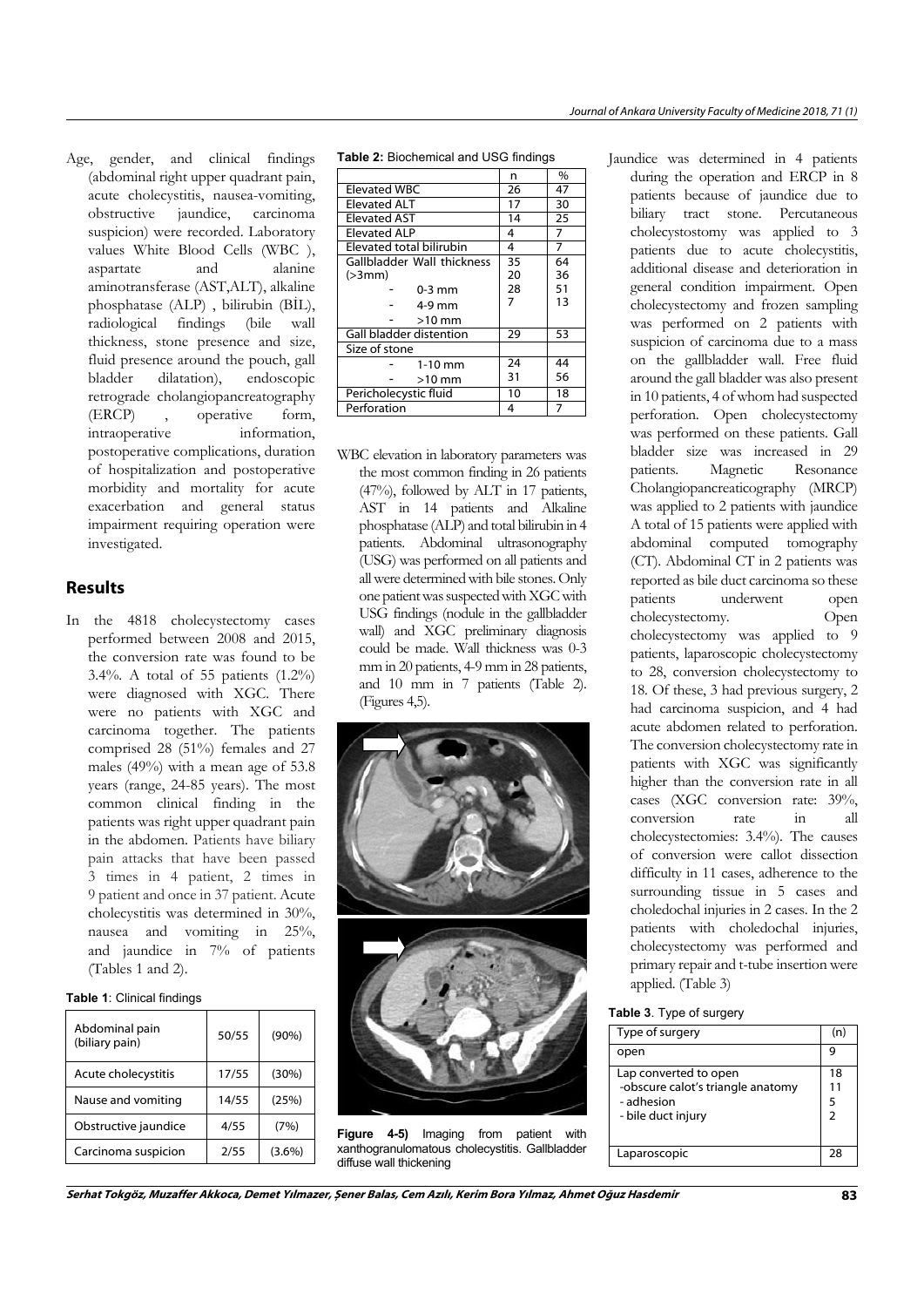Age, gender, and clinical findings (abdominal right upper quadrant pain, acute cholecystitis, nausea-vomiting, obstructive jaundice, carcinoma suspicion) were recorded. Laboratory values White Blood Cells (WBC ), aspartate and alanine aminotransferase (AST,ALT), alkaline phosphatase (ALP) , bilirubin (BİL), radiological findings (bile wall thickness, stone presence and size, fluid presence around the pouch, gall bladder dilatation), endoscopic retrograde cholangiopancreatography (ERCP) , operative form, intraoperative information, postoperative complications, duration of hospitalization and postoperative morbidity and mortality for acute exacerbation and general status impairment requiring operation were investigated.

## Results

In the 4818 cholecystectomy cases performed between 2008 and 2015, the conversion rate was found to be 3.4%. A total of 55 patients (1.2%) were diagnosed with XGC. There were no patients with XGC and carcinoma together. The patients comprised 28 (51%) females and 27 males (49%) with a mean age of 53.8 years (range, 24-85 years). The most common clinical finding in the patients was right upper quadrant pain in the abdomen. Patients have biliary pain attacks that have been passed 3 times in 4 patient, 2 times in 9 patient and once in 37 patient. Acute cholecystitis was determined in 30%, nausea and vomiting in 25%, and jaundice in 7% of patients (Tables 1 and 2).

**Table 1**: Clinical findings

| | | |
|---|---|---|
| Abdominal pain (biliary pain) | 50/55 | (90%) |
| Acute cholecystitis | 17/55 | (30%) |
| Nause and vomiting | 14/55 | (25%) |
| Obstructive jaundice | 4/55 | (7%) |
| Carcinoma suspicion | 2/55 | (3.6%) |

**Table 2:** Biochemical and USG findings

| | n | % |
|---|---|---|
| Elevated WBC | 26 | 47 |
| Elevated ALT | 17 | 30 |
| Elevated AST | 14 | 25 |
| Elevated ALP | 4 | 7 |
| Elevated total bilirubin | 4 | 7 |
| Gallbladder Wall thickness (>3mm) | 35 | 64 |
| - 0-3 mm | 20 | 36 |
| - 4-9 mm | 28 | 51 |
| - >10 mm | 7 | 13 |
| Gall bladder distention | 29 | 53 |
| Size of stone | | |
| - 1-10 mm | 24 | 44 |
| - >10 mm | 31 | 56 |
| Pericholecystic fluid | 10 | 18 |
| Perforation | 4 | 7 |

WBC elevation in laboratory parameters was the most common finding in 26 patients (47%), followed by ALT in 17 patients, AST in 14 patients and Alkaline phosphatase (ALP) and total bilirubin in 4 patients. Abdominal ultrasonography (USG) was performed on all patients and all were determined with bile stones. Only one patient was suspected with XGC with USG findings (nodule in the gallbladder wall) and XGC preliminary diagnosis could be made. Wall thickness was 0-3 mm in 20 patients, 4-9 mm in 28 patients, and 10 mm in 7 patients (Table 2). (Figures 4,5).

**Figure 4-5)** Imaging from patient with xanthogranulomatous cholecystitis. Gallbladder diffuse wall thickening

Jaundice was determined in 4 patients during the operation and ERCP in 8 patients because of jaundice due to biliary tract stone. Percutaneous cholecystostomy was applied to 3 patients due to acute cholecystitis, additional disease and deterioration in general condition impairment. Open cholecystectomy and frozen sampling was performed on 2 patients with suspicion of carcinoma due to a mass on the gallbladder wall. Free fluid around the gall bladder was also present in 10 patients, 4 of whom had suspected perforation. Open cholecystectomy was performed on these patients. Gall bladder size was increased in 29 patients. Magnetic Resonance Cholangiopancreaticography (MRCP) was applied to 2 patients with jaundice A total of 15 patients were applied with abdominal computed tomography (CT). Abdominal CT in 2 patients was reported as bile duct carcinoma so these patients underwent open cholecystectomy. Open cholecystectomy was applied to 9 patients, laparoscopic cholecystectomy to 28, conversion cholecystectomy to 18. Of these, 3 had previous surgery, 2 had carcinoma suspicion, and 4 had acute abdomen related to perforation. The conversion cholecystectomy rate in patients with XGC was significantly higher than the conversion rate in all cases (XGC conversion rate: 39%, conversion rate in all cholecystectomies: 3.4%). The causes of conversion were callot dissection difficulty in 11 cases, adherence to the surrounding tissue in 5 cases and choledochal injuries in 2 cases. In the 2 patients with choledochal injuries, cholecystectomy was performed and primary repair and t-tube insertion were applied. (Table 3)

**Table 3**. Type of surgery

| Type of surgery | (n) |
|---|---|
| open | 9 |
| Lap converted to open | 18 |
| -obscure calot's triangle anatomy | 11 |
| - adhesion | 5 |
| - bile duct injury | 2 |
| Laparoscopic | 28 |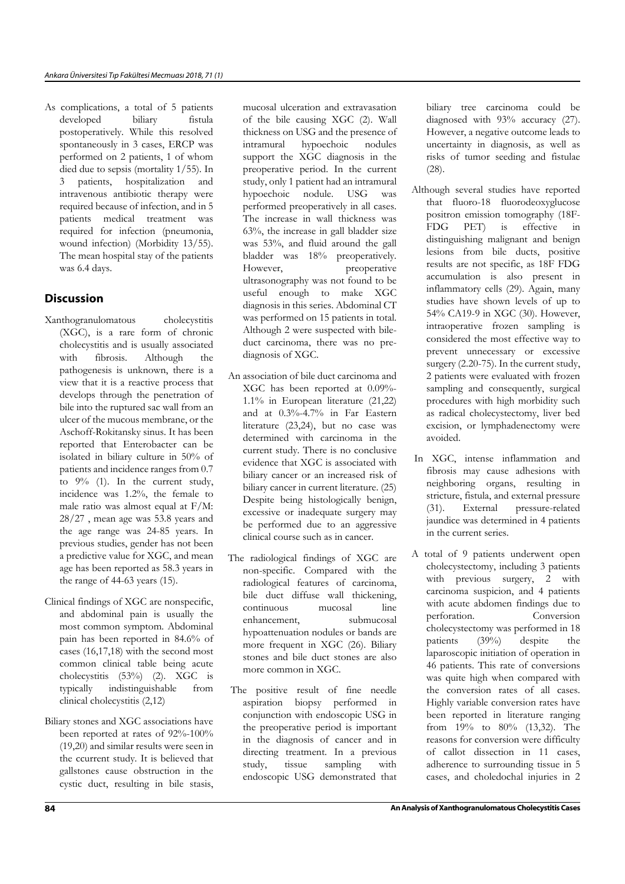As complications, a total of 5 patients developed biliary fistula postoperatively. While this resolved spontaneously in 3 cases, ERCP was performed on 2 patients, 1 of whom died due to sepsis (mortality 1/55). In 3 patients, hospitalization and intravenous antibiotic therapy were required because of infection, and in 5 patients medical treatment was required for infection (pneumonia, wound infection) (Morbidity 13/55). The mean hospital stay of the patients was 6.4 days.

## Discussion

Xanthogranulomatous cholecystitis (XGC), is a rare form of chronic cholecystitis and is usually associated with fibrosis. Although the pathogenesis is unknown, there is a view that it is a reactive process that develops through the penetration of bile into the ruptured sac wall from an ulcer of the mucous membrane, or the Aschoff-Rokitansky sinus. It has been reported that Enterobacter can be isolated in biliary culture in 50% of patients and incidence ranges from 0.7 to 9% (1). In the current study, incidence was 1.2%, the female to male ratio was almost equal at F/M: 28/27 , mean age was 53.8 years and the age range was 24-85 years. In previous studies, gender has not been a predictive value for XGC, and mean age has been reported as 58.3 years in the range of 44-63 years (15).

Clinical findings of XGC are nonspecific, and abdominal pain is usually the most common symptom. Abdominal pain has been reported in 84.6% of cases (16,17,18) with the second most common clinical table being acute cholecystitis (53%) (2). XGC is typically indistinguishable from clinical cholecystitis (2,12)

Biliary stones and XGC associations have been reported at rates of 92%-100% (19,20) and similar results were seen in the ccurrent study. It is believed that gallstones cause obstruction in the cystic duct, resulting in bile stasis, mucosal ulceration and extravasation of the bile causing XGC (2). Wall thickness on USG and the presence of intramural hypoechoic nodules support the XGC diagnosis in the preoperative period. In the current study, only 1 patient had an intramural hypoechoic nodule. USG was performed preoperatively in all cases. The increase in wall thickness was 63%, the increase in gall bladder size was 53%, and fluid around the gall bladder was 18% preoperatively. However, preoperative ultrasonography was not found to be useful enough to make XGC diagnosis in this series. Abdominal CT was performed on 15 patients in total. Although 2 were suspected with bile-duct carcinoma, there was no pre-diagnosis of XGC.

An association of bile duct carcinoma and XGC has been reported at 0.09%-1.1% in European literature (21,22) and at 0.3%-4.7% in Far Eastern literature (23,24), but no case was determined with carcinoma in the current study. There is no conclusive evidence that XGC is associated with biliary cancer or an increased risk of biliary cancer in current literature. (25) Despite being histologically benign, excessive or inadequate surgery may be performed due to an aggressive clinical course such as in cancer.

The radiological findings of XGC are non-specific. Compared with the radiological features of carcinoma, bile duct diffuse wall thickening, continuous mucosal line enhancement, submucosal hypoattenuation nodules or bands are more frequent in XGC (26). Biliary stones and bile duct stones are also more common in XGC.

The positive result of fine needle aspiration biopsy performed in conjunction with endoscopic USG in the preoperative period is important in the diagnosis of cancer and in directing treatment. In a previous study, tissue sampling with endoscopic USG demonstrated that biliary tree carcinoma could be diagnosed with 93% accuracy (27). However, a negative outcome leads to uncertainty in diagnosis, as well as risks of tumor seeding and fistulae (28).

Although several studies have reported that fluoro-18 fluorodeoxyglucose positron emission tomography (18F-FDG PET) is effective in distinguishing malignant and benign lesions from bile ducts, positive results are not specific, as 18F FDG accumulation is also present in inflammatory cells (29). Again, many studies have shown levels of up to 54% CA19-9 in XGC (30). However, intraoperative frozen sampling is considered the most effective way to prevent unnecessary or excessive surgery (2.20-75). In the current study, 2 patients were evaluated with frozen sampling and consequently, surgical procedures with high morbidity such as radical cholecystectomy, liver bed excision, or lymphadenectomy were avoided.

In XGC, intense inflammation and fibrosis may cause adhesions with neighboring organs, resulting in stricture, fistula, and external pressure (31). External pressure-related jaundice was determined in 4 patients in the current series.

A total of 9 patients underwent open cholecystectomy, including 3 patients with previous surgery, 2 with carcinoma suspicion, and 4 patients with acute abdomen findings due to perforation. Conversion cholecystectomy was performed in 18 patients (39%) despite the laparoscopic initiation of operation in 46 patients. This rate of conversions was quite high when compared with the conversion rates of all cases. Highly variable conversion rates have been reported in literature ranging from 19% to 80% (13,32). The reasons for conversion were difficulty of callot dissection in 11 cases, adherence to surrounding tissue in 5 cases, and choledochal injuries in 2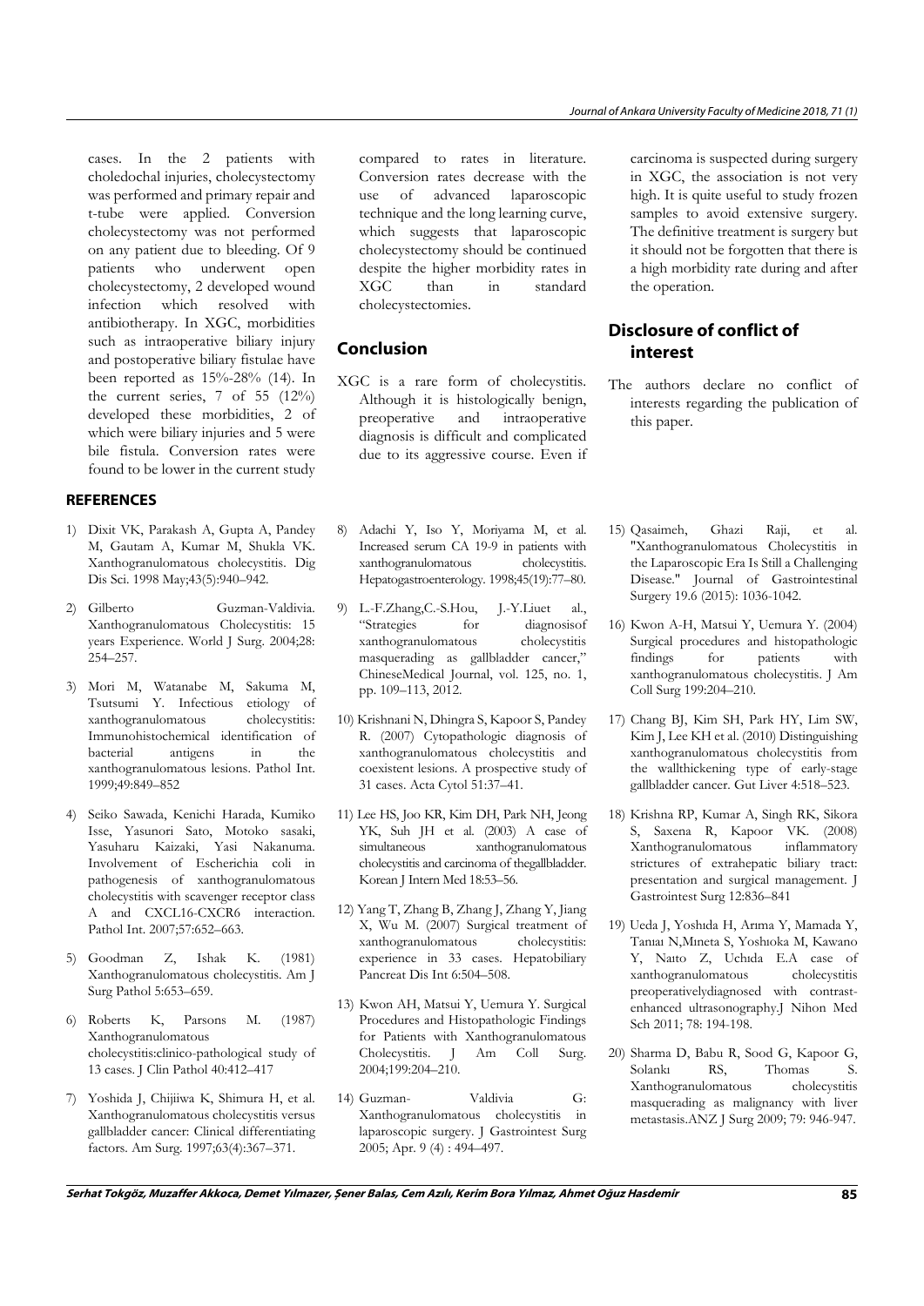cases. In the 2 patients with choledochal injuries, cholecystectomy was performed and primary repair and t-tube were applied. Conversion cholecystectomy was not performed on any patient due to bleeding. Of 9 patients who underwent open cholecystectomy, 2 developed wound infection which resolved with antibiotherapy. In XGC, morbidities such as intraoperative biliary injury and postoperative biliary fistulae have been reported as 15%-28% (14). In the current series, 7 of 55 (12%) developed these morbidities, 2 of which were biliary injuries and 5 were bile fistula. Conversion rates were found to be lower in the current study compared to rates in literature. Conversion rates decrease with the use of advanced laparoscopic technique and the long learning curve, which suggests that laparoscopic cholecystectomy should be continued despite the higher morbidity rates in XGC than in standard cholecystectomies.

## Conclusion

XGC is a rare form of cholecystitis. Although it is histologically benign, preoperative and intraoperative diagnosis is difficult and complicated due to its aggressive course. Even if carcinoma is suspected during surgery in XGC, the association is not very high. It is quite useful to study frozen samples to avoid extensive surgery. The definitive treatment is surgery but it should not be forgotten that there is a high morbidity rate during and after the operation.

## Disclosure of conflict of interest

The authors declare no conflict of interests regarding the publication of this paper.

### REFERENCES

1) Dixit VK, Parakash A, Gupta A, Pandey M, Gautam A, Kumar M, Shukla VK. Xanthogranulomatous cholecystitis. Dig Dis Sci. 1998 May;43(5):940–942.
2) Gilberto Guzman-Valdivia. Xanthogranulomatous Cholecystitis: 15 years Experience. World J Surg. 2004;28: 254–257.
3) Mori M, Watanabe M, Sakuma M, Tsutsumi Y. Infectious etiology of xanthogranulomatous cholecystitis: Immunohistochemical identification of bacterial antigens in the xanthogranulomatous lesions. Pathol Int. 1999;49:849–852
4) Seiko Sawada, Kenichi Harada, Kumiko Isse, Yasunori Sato, Motoko sasaki, Yasuharu Kaizaki, Yasi Nakanuma. Involvement of Escherichia coli in pathogenesis of xanthogranulomatous cholecystitis with scavenger receptor class A and CXCL16-CXCR6 interaction. Pathol Int. 2007;57:652–663.
5) Goodman Z, Ishak K. (1981) Xanthogranulomatous cholecystitis. Am J Surg Pathol 5:653–659.
6) Roberts K, Parsons M. (1987) Xanthogranulomatous cholecystitis:clinico-pathological study of 13 cases. J Clin Pathol 40:412–417
7) Yoshida J, Chijiiwa K, Shimura H, et al. Xanthogranulomatous cholecystitis versus gallbladder cancer: Clinical differentiating factors. Am Surg. 1997;63(4):367–371.
8) Adachi Y, Iso Y, Moriyama M, et al. Increased serum CA 19-9 in patients with xanthogranulomatous cholecystitis. Hepatogastroenterology. 1998;45(19):77–80.
9) L.-F.Zhang,C.-S.Hou, J.-Y.Liuet al., "Strategies for diagnosisof xanthogranulomatous cholecystitis masquerading as gallbladder cancer," ChineseMedical Journal, vol. 125, no. 1, pp. 109–113, 2012.
10) Krishnani N, Dhingra S, Kapoor S, Pandey R. (2007) Cytopathologic diagnosis of xanthogranulomatous cholecystitis and coexistent lesions. A prospective study of 31 cases. Acta Cytol 51:37–41.
11) Lee HS, Joo KR, Kim DH, Park NH, Jeong YK, Suh JH et al. (2003) A case of simultaneous xanthogranulomatous cholecystitis and carcinoma of thegallbladder. Korean J Intern Med 18:53–56.
12) Yang T, Zhang B, Zhang J, Zhang Y, Jiang X, Wu M. (2007) Surgical treatment of xanthogranulomatous cholecystitis: experience in 33 cases. Hepatobiliary Pancreat Dis Int 6:504–508.
13) Kwon AH, Matsui Y, Uemura Y. Surgical Procedures and Histopathologic Findings for Patients with Xanthogranulomatous Cholecystitis. J Am Coll Surg. 2004;199:204–210.
14) Guzman- Valdivia G: Xanthogranulomatous cholecystitis in laparoscopic surgery. J Gastrointest Surg 2005; Apr. 9 (4) : 494–497.
15) Qasaimeh, Ghazi Raji, et al. "Xanthogranulomatous Cholecystitis in the Laparoscopic Era Is Still a Challenging Disease." Journal of Gastrointestinal Surgery 19.6 (2015): 1036-1042.
16) Kwon A-H, Matsui Y, Uemura Y. (2004) Surgical procedures and histopathologic findings for patients with xanthogranulomatous cholecystitis. J Am Coll Surg 199:204–210.
17) Chang BJ, Kim SH, Park HY, Lim SW, Kim J, Lee KH et al. (2010) Distinguishing xanthogranulomatous cholecystitis from the wallthickening type of early-stage gallbladder cancer. Gut Liver 4:518–523.
18) Krishna RP, Kumar A, Singh RK, Sikora S, Saxena R, Kapoor VK. (2008) Xanthogranulomatous inflammatory strictures of extrahepatic biliary tract: presentation and surgical management. J Gastrointest Surg 12:836–841
19) Ueda J, Yoshıda H, Arıma Y, Mamada Y, Tanıaı N,Mıneta S, Yoshıoka M, Kawano Y, Naıto Z, Uchıda E.A case of xanthogranulomatous cholecystitis preoperativelydiagnosed with contrast-enhanced ultrasonography.J Nihon Med Sch 2011; 78: 194-198.
20) Sharma D, Babu R, Sood G, Kapoor G, Solankı RS, Thomas S. Xanthogranulomatous cholecystitis masquerading as malignancy with liver metastasis.ANZ J Surg 2009; 79: 946-947.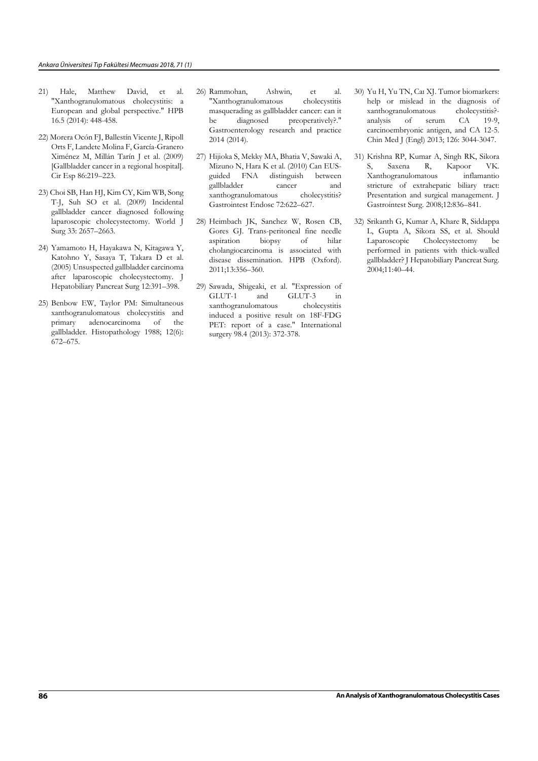21) Hale, Matthew David, et al. "Xanthogranulomatous cholecystitis: a European and global perspective." HPB 16.5 (2014): 448-458.

22) Morera Ocón FJ, Ballestín Vicente J, Ripoll Orts F, Landete Molina F, García-Granero Ximénez M, Millán Tarín J et al. (2009) [Gallbladder cancer in a regional hospital]. Cir Esp 86:219–223.

23) Choi SB, Han HJ, Kim CY, Kim WB, Song T-J, Suh SO et al. (2009) Incidental gallbladder cancer diagnosed following laparoscopic cholecystectomy. World J Surg 33: 2657–2663.

24) Yamamoto H, Hayakawa N, Kitagawa Y, Katohno Y, Sasaya T, Takara D et al. (2005) Unsuspected gallbladder carcinoma after laparoscopic cholecystectomy. J Hepatobiliary Pancreat Surg 12:391–398.

25) Benbow EW, Taylor PM: Simultaneous xanthogranulomatous cholecystitis and primary adenocarcinoma of the gallbladder. Histopathology 1988; 12(6): 672–675.

26) Rammohan, Ashwin, et al. "Xanthogranulomatous cholecystitis masquerading as gallbladder cancer: can it be diagnosed preoperatively?." Gastroenterology research and practice 2014 (2014).

27) Hijioka S, Mekky MA, Bhatia V, Sawaki A, Mizuno N, Hara K et al. (2010) Can EUS-guided FNA distinguish between gallbladder cancer and xanthogranulomatous cholecystitis? Gastrointest Endosc 72:622–627.

28) Heimbach JK, Sanchez W, Rosen CB, Gores GJ. Trans-peritoneal fine needle aspiration biopsy of hilar cholangiocarcinoma is associated with disease dissemination. HPB (Oxford). 2011;13:356–360.

29) Sawada, Shigeaki, et al. "Expression of GLUT-1 and GLUT-3 in xanthogranulomatous cholecystitis induced a positive result on 18F-FDG PET: report of a case." International surgery 98.4 (2013): 372-378.

30) Yu H, Yu TN, Caı XJ. Tumor biomarkers: help or mislead in the diagnosis of xanthogranulomatous cholecystitis?-analysis of serum CA 19-9, carcinoembryonic antigen, and CA 12-5. Chin Med J (Engl) 2013; 126: 3044-3047.

31) Krishna RP, Kumar A, Singh RK, Sikora S, Saxena R, Kapoor VK. Xanthogranulomatous inflamantio stricture of extrahepatic biliary tract: Presentation and surgical management. J Gastrointest Surg. 2008;12:836–841.

32) Srikanth G, Kumar A, Khare R, Siddappa L, Gupta A, Sikora SS, et al. Should Laparoscopic Cholecystectomy be performed in patients with thick-walled gallbladder? J Hepatobiliary Pancreat Surg. 2004;11:40–44.